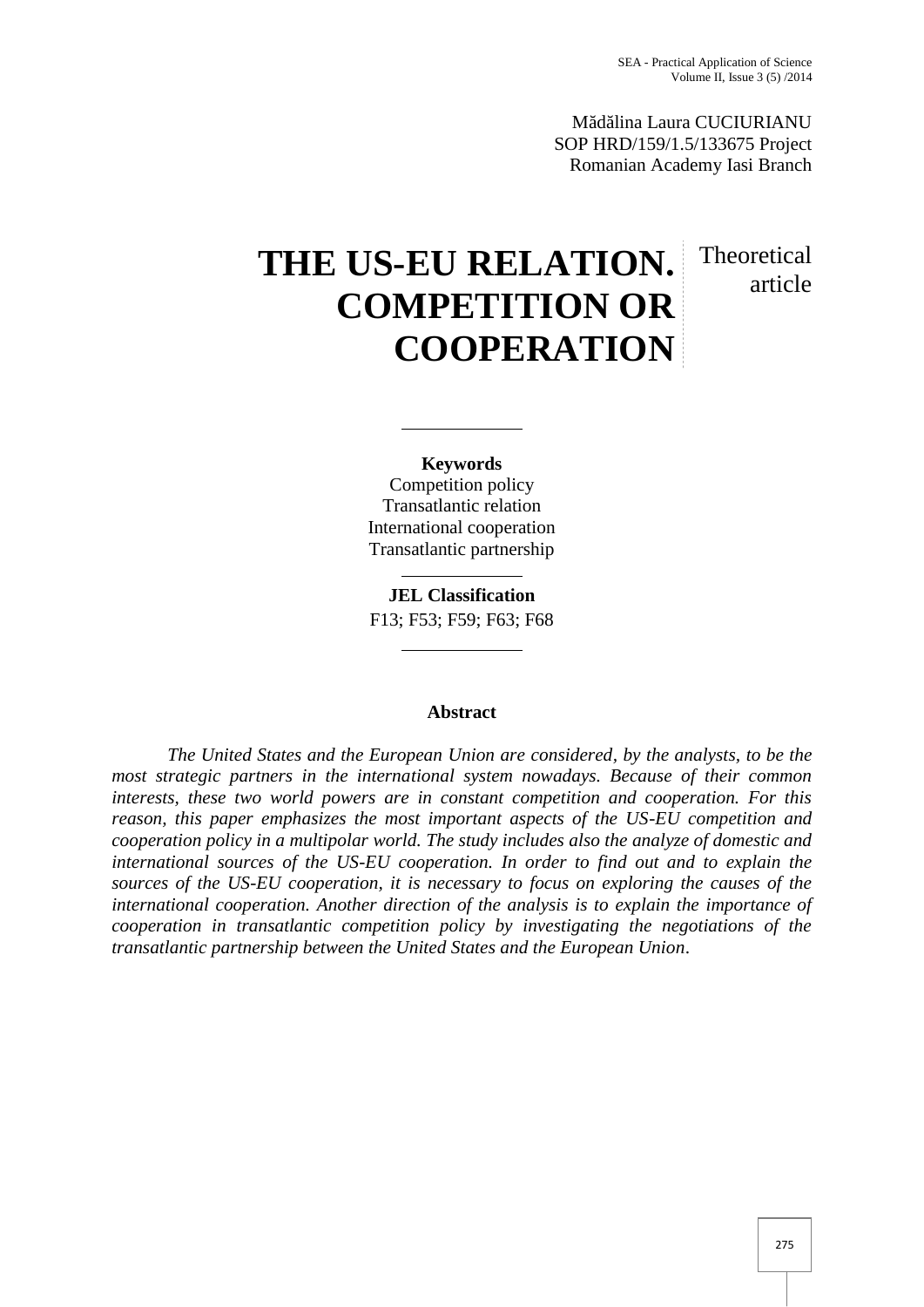Mădălina Laura CUCIURIANU
SOP HRD/159/1.5/133675 Project
Romanian Academy Iasi Branch

# THE US-EU RELATION. COMPETITION OR COOPERATION

Theoretical article

**Keywords**

Competition policy
Transatlantic relation
International cooperation
Transatlantic partnership

**JEL Classification**

F13; F53; F59; F63; F68

**Abstract**

*The United States and the European Union are considered, by the analysts, to be the most strategic partners in the international system nowadays. Because of their common interests, these two world powers are in constant competition and cooperation. For this reason, this paper emphasizes the most important aspects of the US-EU competition and cooperation policy in a multipolar world. The study includes also the analyze of domestic and international sources of the US-EU cooperation. In order to find out and to explain the sources of the US-EU cooperation, it is necessary to focus on exploring the causes of the international cooperation. Another direction of the analysis is to explain the importance of cooperation in transatlantic competition policy by investigating the negotiations of the transatlantic partnership between the United States and the European Union.*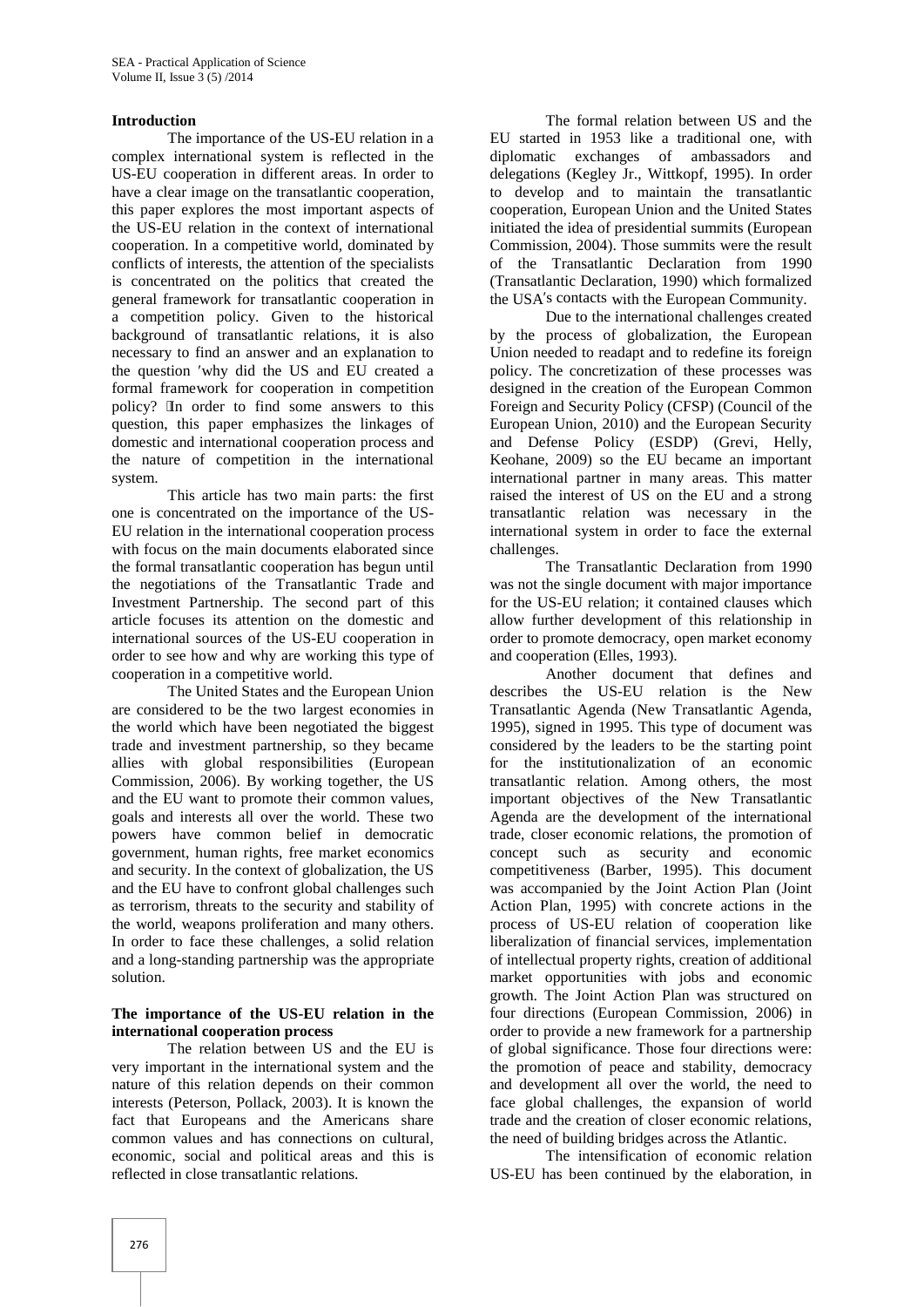## Introduction

The importance of the US-EU relation in a complex international system is reflected in the US-EU cooperation in different areas. In order to have a clear image on the transatlantic cooperation, this paper explores the most important aspects of the US-EU relation in the context of international cooperation. In a competitive world, dominated by conflicts of interests, the attention of the specialists is concentrated on the politics that created the general framework for transatlantic cooperation in a competition policy. Given to the historical background of transatlantic relations, it is also necessary to find an answer and an explanation to the question ′why did the US and EU created a formal framework for cooperation in competition policy? In order to find some answers to this question, this paper emphasizes the linkages of domestic and international cooperation process and the nature of competition in the international system.

This article has two main parts: the first one is concentrated on the importance of the US-EU relation in the international cooperation process with focus on the main documents elaborated since the formal transatlantic cooperation has begun until the negotiations of the Transatlantic Trade and Investment Partnership. The second part of this article focuses its attention on the domestic and international sources of the US-EU cooperation in order to see how and why are working this type of cooperation in a competitive world.

The United States and the European Union are considered to be the two largest economies in the world which have been negotiated the biggest trade and investment partnership, so they became allies with global responsibilities (European Commission, 2006). By working together, the US and the EU want to promote their common values, goals and interests all over the world. These two powers have common belief in democratic government, human rights, free market economics and security. In the context of globalization, the US and the EU have to confront global challenges such as terrorism, threats to the security and stability of the world, weapons proliferation and many others. In order to face these challenges, a solid relation and a long-standing partnership was the appropriate solution.

## The importance of the US-EU relation in the international cooperation process

The relation between US and the EU is very important in the international system and the nature of this relation depends on their common interests (Peterson, Pollack, 2003). It is known the fact that Europeans and the Americans share common values and has connections on cultural, economic, social and political areas and this is reflected in close transatlantic relations.

The formal relation between US and the EU started in 1953 like a traditional one, with diplomatic exchanges of ambassadors and delegations (Kegley Jr., Wittkopf, 1995). In order to develop and to maintain the transatlantic cooperation, European Union and the United States initiated the idea of presidential summits (European Commission, 2004). Those summits were the result of the Transatlantic Declaration from 1990 (Transatlantic Declaration, 1990) which formalized the USA′s contacts with the European Community.

Due to the international challenges created by the process of globalization, the European Union needed to readapt and to redefine its foreign policy. The concretization of these processes was designed in the creation of the European Common Foreign and Security Policy (CFSP) (Council of the European Union, 2010) and the European Security and Defense Policy (ESDP) (Grevi, Helly, Keohane, 2009) so the EU became an important international partner in many areas. This matter raised the interest of US on the EU and a strong transatlantic relation was necessary in the international system in order to face the external challenges.

The Transatlantic Declaration from 1990 was not the single document with major importance for the US-EU relation; it contained clauses which allow further development of this relationship in order to promote democracy, open market economy and cooperation (Elles, 1993).

Another document that defines and describes the US-EU relation is the New Transatlantic Agenda (New Transatlantic Agenda, 1995), signed in 1995. This type of document was considered by the leaders to be the starting point for the institutionalization of an economic transatlantic relation. Among others, the most important objectives of the New Transatlantic Agenda are the development of the international trade, closer economic relations, the promotion of concept such as security and economic competitiveness (Barber, 1995). This document was accompanied by the Joint Action Plan (Joint Action Plan, 1995) with concrete actions in the process of US-EU relation of cooperation like liberalization of financial services, implementation of intellectual property rights, creation of additional market opportunities with jobs and economic growth. The Joint Action Plan was structured on four directions (European Commission, 2006) in order to provide a new framework for a partnership of global significance. Those four directions were: the promotion of peace and stability, democracy and development all over the world, the need to face global challenges, the expansion of world trade and the creation of closer economic relations, the need of building bridges across the Atlantic.

The intensification of economic relation US-EU has been continued by the elaboration, in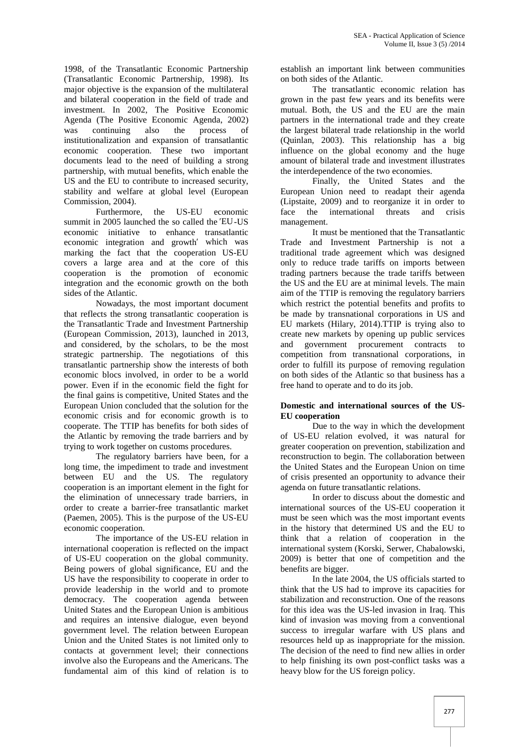1998, of the Transatlantic Economic Partnership (Transatlantic Economic Partnership, 1998). Its major objective is the expansion of the multilateral and bilateral cooperation in the field of trade and investment. In 2002, The Positive Economic Agenda (The Positive Economic Agenda, 2002) was continuing also the process of institutionalization and expansion of transatlantic economic cooperation. These two important documents lead to the need of building a strong partnership, with mutual benefits, which enable the US and the EU to contribute to increased security, stability and welfare at global level (European Commission, 2004).

Furthermore, the US-EU economic summit in 2005 launched the so called the ′EU-US economic initiative to enhance transatlantic economic integration and growth′ which was marking the fact that the cooperation US-EU covers a large area and at the core of this cooperation is the promotion of economic integration and the economic growth on the both sides of the Atlantic.

Nowadays, the most important document that reflects the strong transatlantic cooperation is the Transatlantic Trade and Investment Partnership (European Commission, 2013), launched in 2013, and considered, by the scholars, to be the most strategic partnership. The negotiations of this transatlantic partnership show the interests of both economic blocs involved, in order to be a world power. Even if in the economic field the fight for the final gains is competitive, United States and the European Union concluded that the solution for the economic crisis and for economic growth is to cooperate. The TTIP has benefits for both sides of the Atlantic by removing the trade barriers and by trying to work together on customs procedures.

The regulatory barriers have been, for a long time, the impediment to trade and investment between EU and the US. The regulatory cooperation is an important element in the fight for the elimination of unnecessary trade barriers, in order to create a barrier-free transatlantic market (Paemen, 2005). This is the purpose of the US-EU economic cooperation.

The importance of the US-EU relation in international cooperation is reflected on the impact of US-EU cooperation on the global community. Being powers of global significance, EU and the US have the responsibility to cooperate in order to provide leadership in the world and to promote democracy. The cooperation agenda between United States and the European Union is ambitious and requires an intensive dialogue, even beyond government level. The relation between European Union and the United States is not limited only to contacts at government level; their connections involve also the Europeans and the Americans. The fundamental aim of this kind of relation is to establish an important link between communities on both sides of the Atlantic.

The transatlantic economic relation has grown in the past few years and its benefits were mutual. Both, the US and the EU are the main partners in the international trade and they create the largest bilateral trade relationship in the world (Quinlan, 2003). This relationship has a big influence on the global economy and the huge amount of bilateral trade and investment illustrates the interdependence of the two economies.

Finally, the United States and the European Union need to readapt their agenda (Lipstaite, 2009) and to reorganize it in order to face the international threats and crisis management.

It must be mentioned that the Transatlantic Trade and Investment Partnership is not a traditional trade agreement which was designed only to reduce trade tariffs on imports between trading partners because the trade tariffs between the US and the EU are at minimal levels. The main aim of the TTIP is removing the regulatory barriers which restrict the potential benefits and profits to be made by transnational corporations in US and EU markets (Hilary, 2014).TTIP is trying also to create new markets by opening up public services and government procurement contracts to competition from transnational corporations, in order to fulfill its purpose of removing regulation on both sides of the Atlantic so that business has a free hand to operate and to do its job.

**Domestic and international sources of the US-EU cooperation**

Due to the way in which the development of US-EU relation evolved, it was natural for greater cooperation on prevention, stabilization and reconstruction to begin. The collaboration between the United States and the European Union on time of crisis presented an opportunity to advance their agenda on future transatlantic relations.

In order to discuss about the domestic and international sources of the US-EU cooperation it must be seen which was the most important events in the history that determined US and the EU to think that a relation of cooperation in the international system (Korski, Serwer, Chabalowski, 2009) is better that one of competition and the benefits are bigger.

In the late 2004, the US officials started to think that the US had to improve its capacities for stabilization and reconstruction. One of the reasons for this idea was the US-led invasion in Iraq. This kind of invasion was moving from a conventional success to irregular warfare with US plans and resources held up as inappropriate for the mission. The decision of the need to find new allies in order to help finishing its own post-conflict tasks was a heavy blow for the US foreign policy.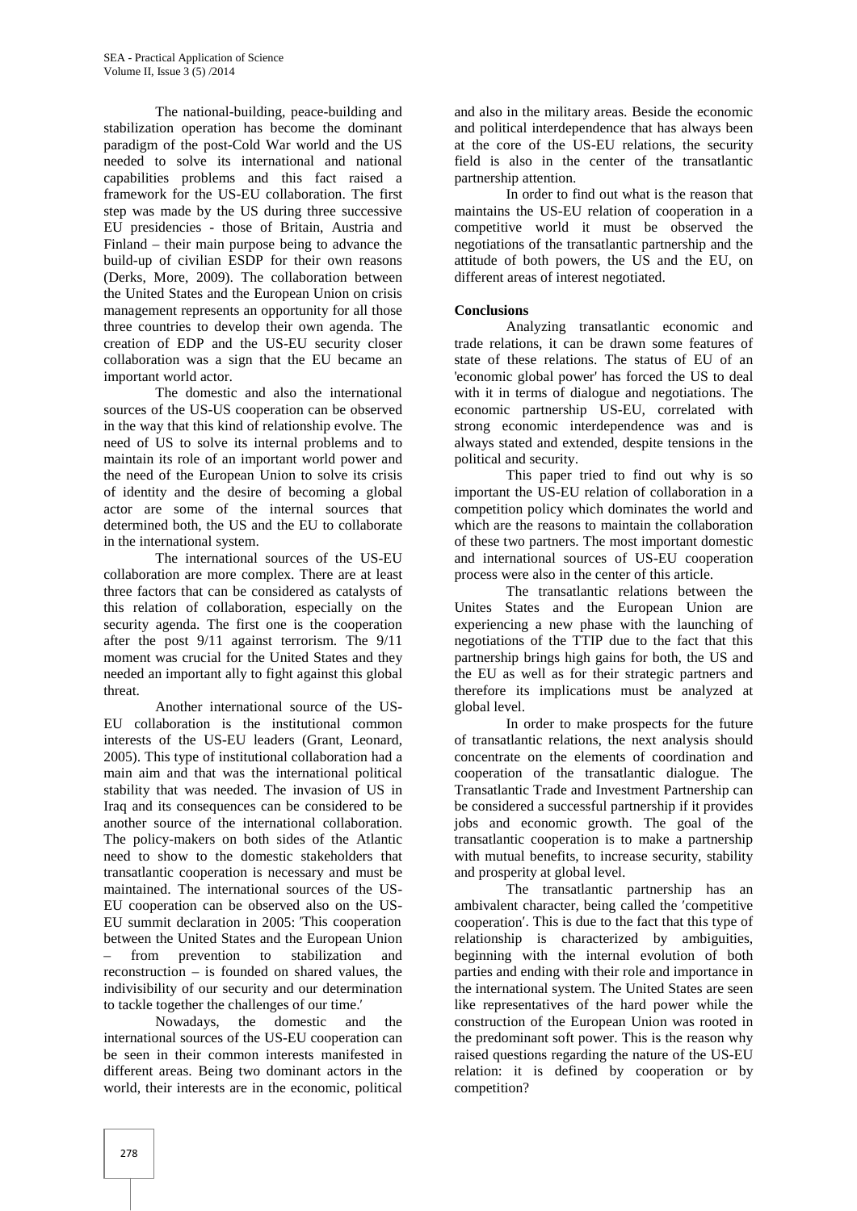The national-building, peace-building and stabilization operation has become the dominant paradigm of the post-Cold War world and the US needed to solve its international and national capabilities problems and this fact raised a framework for the US-EU collaboration. The first step was made by the US during three successive EU presidencies - those of Britain, Austria and Finland – their main purpose being to advance the build-up of civilian ESDP for their own reasons (Derks, More, 2009). The collaboration between the United States and the European Union on crisis management represents an opportunity for all those three countries to develop their own agenda. The creation of EDP and the US-EU security closer collaboration was a sign that the EU became an important world actor.

The domestic and also the international sources of the US-US cooperation can be observed in the way that this kind of relationship evolve. The need of US to solve its internal problems and to maintain its role of an important world power and the need of the European Union to solve its crisis of identity and the desire of becoming a global actor are some of the internal sources that determined both, the US and the EU to collaborate in the international system.

The international sources of the US-EU collaboration are more complex. There are at least three factors that can be considered as catalysts of this relation of collaboration, especially on the security agenda. The first one is the cooperation after the post 9/11 against terrorism. The 9/11 moment was crucial for the United States and they needed an important ally to fight against this global threat.

Another international source of the US-EU collaboration is the institutional common interests of the US-EU leaders (Grant, Leonard, 2005). This type of institutional collaboration had a main aim and that was the international political stability that was needed. The invasion of US in Iraq and its consequences can be considered to be another source of the international collaboration. The policy-makers on both sides of the Atlantic need to show to the domestic stakeholders that transatlantic cooperation is necessary and must be maintained. The international sources of the US-EU cooperation can be observed also on the US-EU summit declaration in 2005: 'This cooperation between the United States and the European Union – from prevention to stabilization and reconstruction – is founded on shared values, the indivisibility of our security and our determination to tackle together the challenges of our time.'

Nowadays, the domestic and the international sources of the US-EU cooperation can be seen in their common interests manifested in different areas. Being two dominant actors in the world, their interests are in the economic, political and also in the military areas. Beside the economic and political interdependence that has always been at the core of the US-EU relations, the security field is also in the center of the transatlantic partnership attention.

In order to find out what is the reason that maintains the US-EU relation of cooperation in a competitive world it must be observed the negotiations of the transatlantic partnership and the attitude of both powers, the US and the EU, on different areas of interest negotiated.

**Conclusions**

Analyzing transatlantic economic and trade relations, it can be drawn some features of state of these relations. The status of EU of an 'economic global power' has forced the US to deal with it in terms of dialogue and negotiations. The economic partnership US-EU, correlated with strong economic interdependence was and is always stated and extended, despite tensions in the political and security.

This paper tried to find out why is so important the US-EU relation of collaboration in a competition policy which dominates the world and which are the reasons to maintain the collaboration of these two partners. The most important domestic and international sources of US-EU cooperation process were also in the center of this article.

The transatlantic relations between the Unites States and the European Union are experiencing a new phase with the launching of negotiations of the TTIP due to the fact that this partnership brings high gains for both, the US and the EU as well as for their strategic partners and therefore its implications must be analyzed at global level.

In order to make prospects for the future of transatlantic relations, the next analysis should concentrate on the elements of coordination and cooperation of the transatlantic dialogue. The Transatlantic Trade and Investment Partnership can be considered a successful partnership if it provides jobs and economic growth. The goal of the transatlantic cooperation is to make a partnership with mutual benefits, to increase security, stability and prosperity at global level.

The transatlantic partnership has an ambivalent character, being called the 'competitive cooperation'. This is due to the fact that this type of relationship is characterized by ambiguities, beginning with the internal evolution of both parties and ending with their role and importance in the international system. The United States are seen like representatives of the hard power while the construction of the European Union was rooted in the predominant soft power. This is the reason why raised questions regarding the nature of the US-EU relation: it is defined by cooperation or by competition?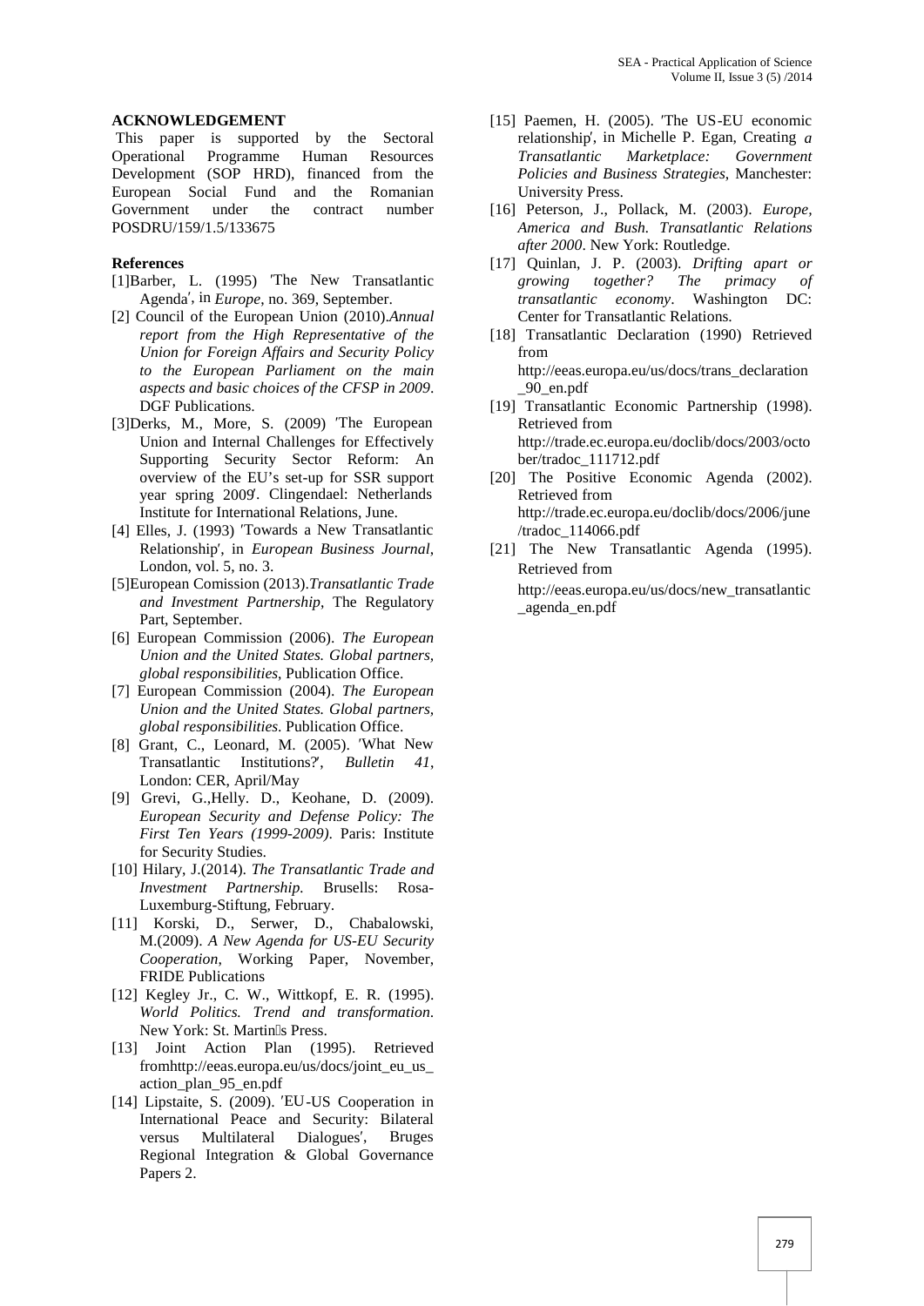**ACKNOWLEDGEMENT**

This paper is supported by the Sectoral Operational Programme Human Resources Development (SOP HRD), financed from the European Social Fund and the Romanian Government under the contract number POSDRU/159/1.5/133675

**References**

[1]Barber, L. (1995) 'The New Transatlantic Agenda', in *Europe*, no. 369, September.

[2] Council of the European Union (2010).*Annual report from the High Representative of the Union for Foreign Affairs and Security Policy to the European Parliament on the main aspects and basic choices of the CFSP in 2009*. DGF Publications.

[3]Derks, M., More, S. (2009) 'The European Union and Internal Challenges for Effectively Supporting Security Sector Reform: An overview of the EU's set-up for SSR support year spring 2009'. Clingendael: Netherlands Institute for International Relations, June.

[4] Elles, J. (1993) 'Towards a New Transatlantic Relationship', in *European Business Journal*, London, vol. 5, no. 3.

[5]European Comission (2013).*Transatlantic Trade and Investment Partnership*, The Regulatory Part, September.

[6] European Commission (2006). *The European Union and the United States. Global partners, global responsibilities*, Publication Office.

[7] European Commission (2004). *The European Union and the United States. Global partners, global responsibilities*. Publication Office.

[8] Grant, C., Leonard, M. (2005). 'What New Transatlantic Institutions?', *Bulletin 41*, London: CER, April/May

[9] Grevi, G.,Helly. D., Keohane, D. (2009). *European Security and Defense Policy: The First Ten Years (1999-2009)*. Paris: Institute for Security Studies.

[10] Hilary, J.(2014). *The Transatlantic Trade and Investment Partnership.* Brusells: Rosa-Luxemburg-Stiftung, February.

[11] Korski, D., Serwer, D., Chabalowski, M.(2009). *A New Agenda for US-EU Security Cooperation*, Working Paper, November, FRIDE Publications

[12] Kegley Jr., C. W., Wittkopf, E. R. (1995). *World Politics. Trend and transformation*. New York: St. Martin's Press.

[13] Joint Action Plan (1995). Retrieved fromhttp://eeas.europa.eu/us/docs/joint_eu_us_action_plan_95_en.pdf

[14] Lipstaite, S. (2009). 'EU-US Cooperation in International Peace and Security: Bilateral versus Multilateral Dialogues', Bruges Regional Integration & Global Governance Papers 2.

[15] Paemen, H. (2005). 'The US-EU economic relationship', in Michelle P. Egan, Creating *a Transatlantic Marketplace: Government Policies and Business Strategies*, Manchester: University Press.

[16] Peterson, J., Pollack, M. (2003). *Europe, America and Bush. Transatlantic Relations after 2000*. New York: Routledge.

[17] Quinlan, J. P. (2003). *Drifting apart or growing together? The primacy of transatlantic economy*. Washington DC: Center for Transatlantic Relations.

[18] Transatlantic Declaration (1990) Retrieved from http://eeas.europa.eu/us/docs/trans_declaration_90_en.pdf

[19] Transatlantic Economic Partnership (1998). Retrieved from http://trade.ec.europa.eu/doclib/docs/2003/october/tradoc_111712.pdf

[20] The Positive Economic Agenda (2002). Retrieved from http://trade.ec.europa.eu/doclib/docs/2006/june/tradoc_114066.pdf

[21] The New Transatlantic Agenda (1995). Retrieved from http://eeas.europa.eu/us/docs/new_transatlantic_agenda_en.pdf